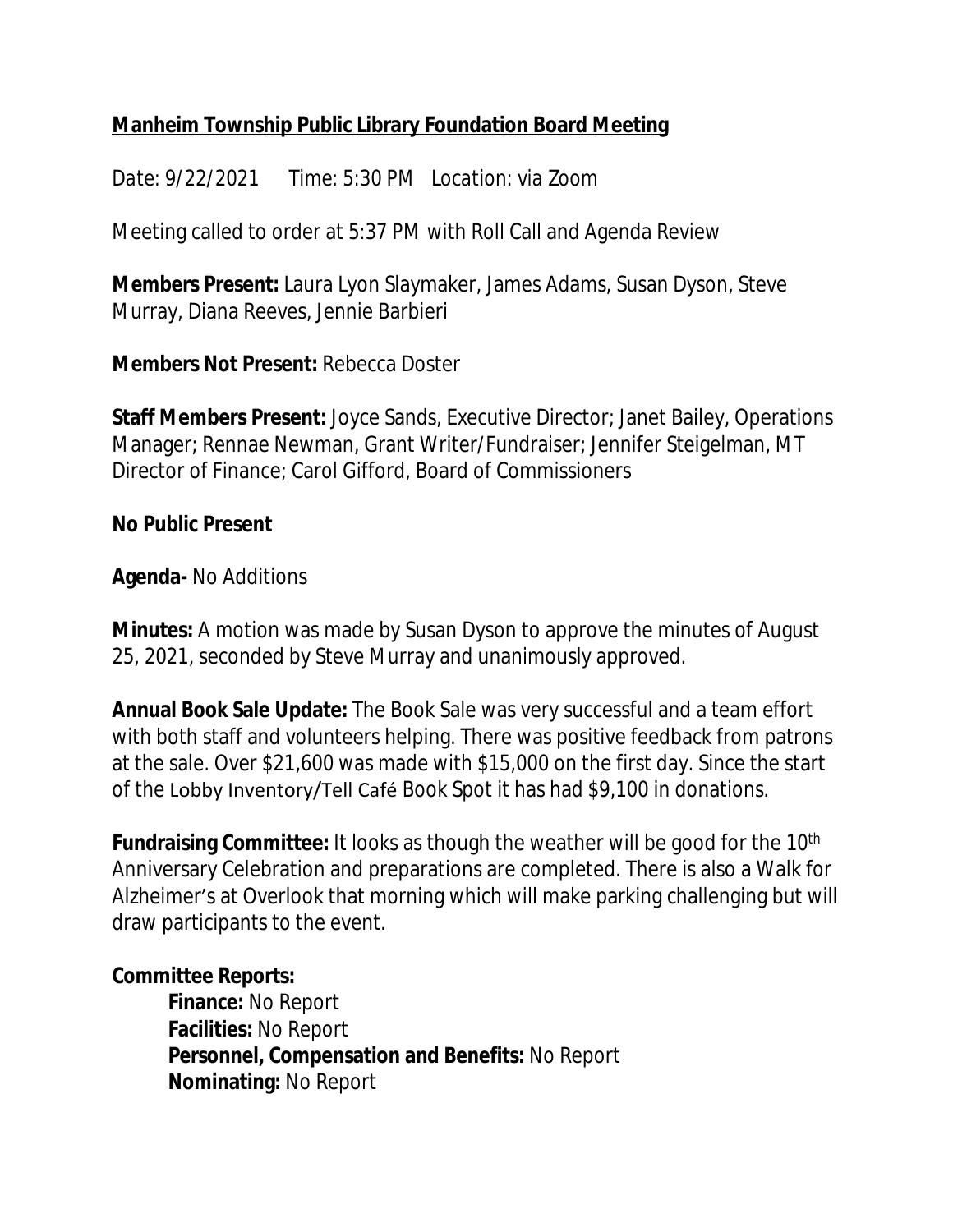**Manheim Township Public Library Foundation Board Meeting**

Date: 9/22/2021 Time: 5:30 PM Location: via Zoom

Meeting called to order at 5:37 PM with Roll Call and Agenda Review

**Members Present:** Laura Lyon Slaymaker, James Adams, Susan Dyson, Steve Murray, Diana Reeves, Jennie Barbieri

**Members Not Present:** Rebecca Doster

**Staff Members Present:** Joyce Sands, Executive Director; Janet Bailey, Operations Manager; Rennae Newman, Grant Writer/Fundraiser; Jennifer Steigelman, MT Director of Finance; Carol Gifford, Board of Commissioners

**No Public Present**

**Agenda-** No Additions

**Minutes:** A motion was made by Susan Dyson to approve the minutes of August 25, 2021, seconded by Steve Murray and unanimously approved.

**Annual Book Sale Update:** The Book Sale was very successful and a team effort with both staff and volunteers helping. There was positive feedback from patrons at the sale. Over $21,600 was made with $15,000 on the first day. Since the start of the Lobby Inventory/Tell Café Book Spot it has had $9,100 in donations.

**Fundraising Committee:** It looks as though the weather will be good for the 10th Anniversary Celebration and preparations are completed. There is also a Walk for Alzheimer's at Overlook that morning which will make parking challenging but will draw participants to the event.

**Committee Reports:**

- **Finance:** No Report
- **Facilities:** No Report
- **Personnel, Compensation and Benefits:** No Report
- **Nominating:** No Report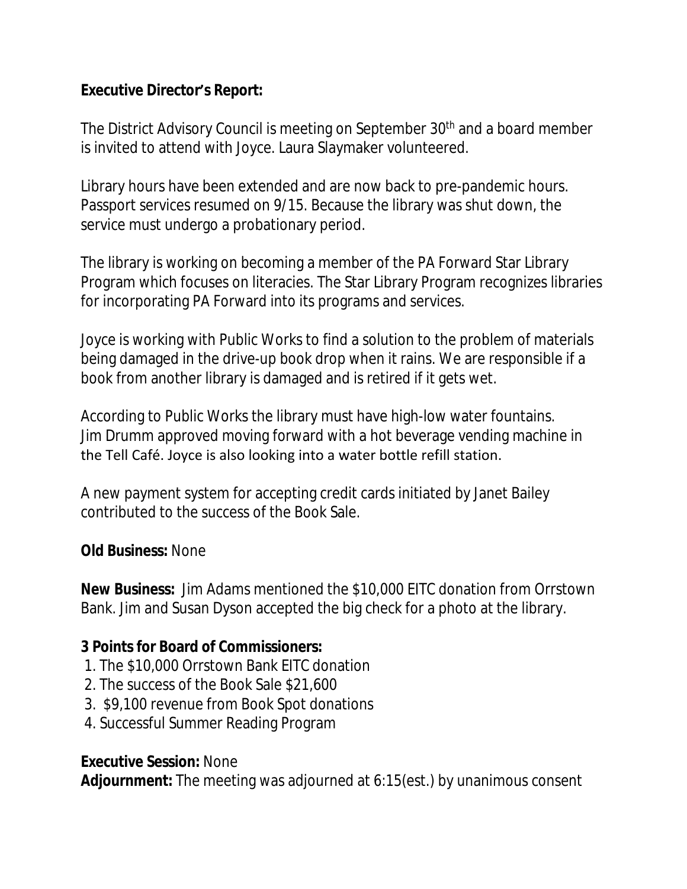**Executive Director's Report:**

The District Advisory Council is meeting on September 30th and a board member is invited to attend with Joyce. Laura Slaymaker volunteered.

Library hours have been extended and are now back to pre-pandemic hours. Passport services resumed on 9/15. Because the library was shut down, the service must undergo a probationary period.

The library is working on becoming a member of the PA Forward Star Library Program which focuses on literacies. The Star Library Program recognizes libraries for incorporating PA Forward into its programs and services.

Joyce is working with Public Works to find a solution to the problem of materials being damaged in the drive-up book drop when it rains. We are responsible if a book from another library is damaged and is retired if it gets wet.

According to Public Works the library must have high-low water fountains. Jim Drumm approved moving forward with a hot beverage vending machine in the Tell Café. Joyce is also looking into a water bottle refill station.

A new payment system for accepting credit cards initiated by Janet Bailey contributed to the success of the Book Sale.

**Old Business:** None

**New Business:** Jim Adams mentioned the $10,000 EITC donation from Orrstown Bank. Jim and Susan Dyson accepted the big check for a photo at the library.

**3 Points for Board of Commissioners:**

1. The $10,000 Orrstown Bank EITC donation
2. The success of the Book Sale $21,600
3. $9,100 revenue from Book Spot donations
4. Successful Summer Reading Program

**Executive Session:** None

**Adjournment:** The meeting was adjourned at 6:15(est.) by unanimous consent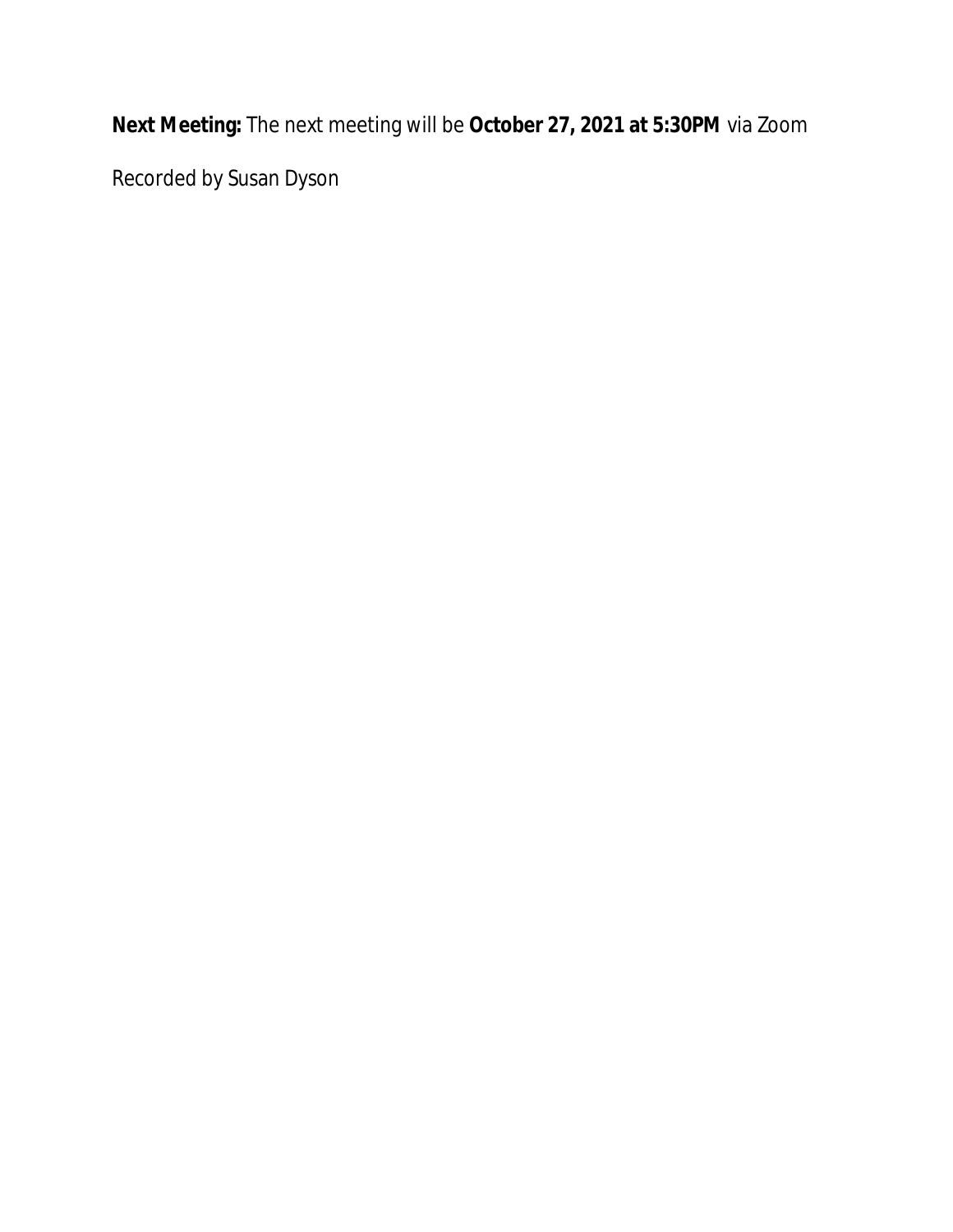**Next Meeting:** The next meeting will be **October 27, 2021 at 5:30PM** via Zoom

Recorded by Susan Dyson